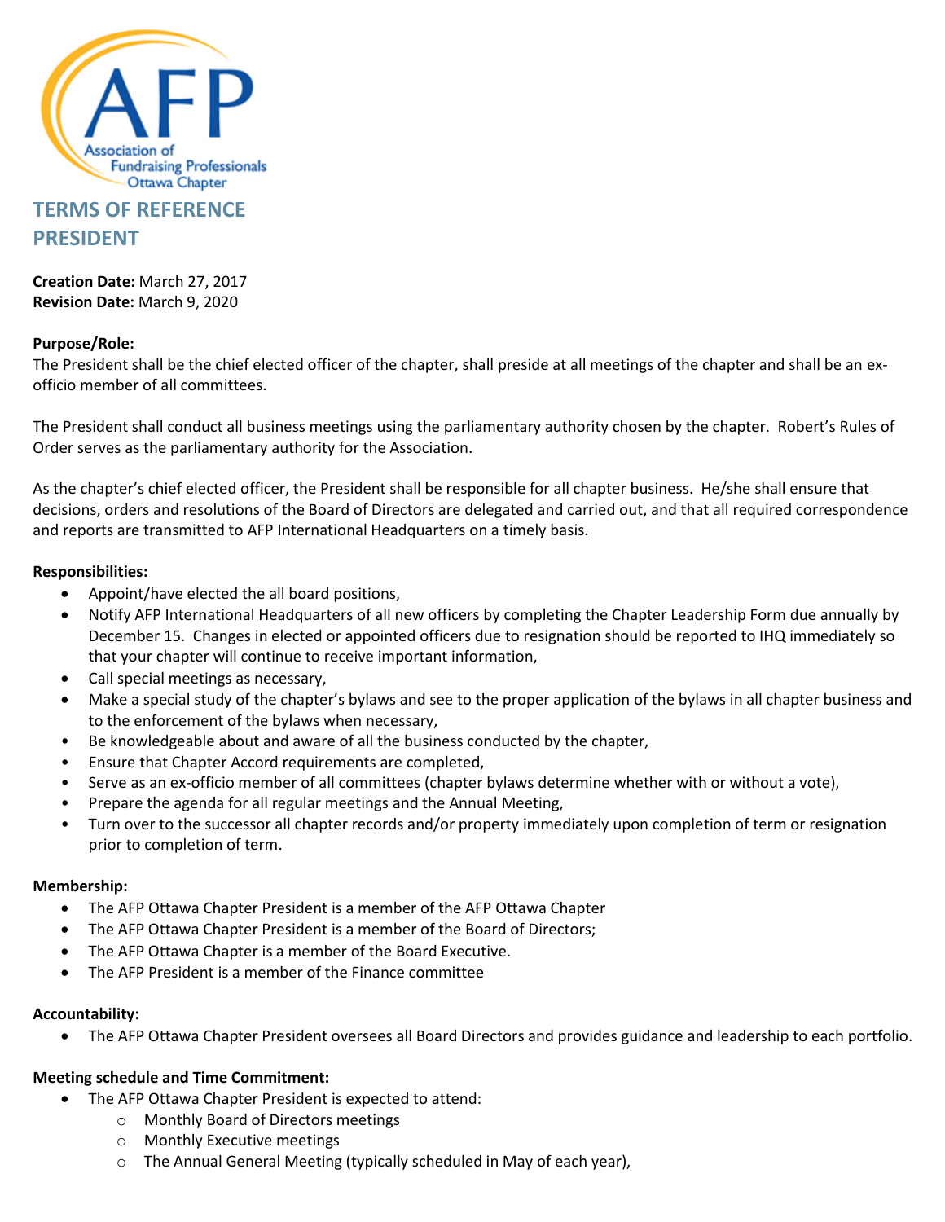# TERMS OF REFERENCE
# PRESIDENT

**Creation Date:** March 27, 2017
**Revision Date:** March 9, 2020

**Purpose/Role:**
The President shall be the chief elected officer of the chapter, shall preside at all meetings of the chapter and shall be an ex-officio member of all committees.

The President shall conduct all business meetings using the parliamentary authority chosen by the chapter. Robert's Rules of Order serves as the parliamentary authority for the Association.

As the chapter's chief elected officer, the President shall be responsible for all chapter business. He/she shall ensure that decisions, orders and resolutions of the Board of Directors are delegated and carried out, and that all required correspondence and reports are transmitted to AFP International Headquarters on a timely basis.

**Responsibilities:**
- Appoint/have elected the all board positions,
- Notify AFP International Headquarters of all new officers by completing the Chapter Leadership Form due annually by December 15. Changes in elected or appointed officers due to resignation should be reported to IHQ immediately so that your chapter will continue to receive important information,
- Call special meetings as necessary,
- Make a special study of the chapter's bylaws and see to the proper application of the bylaws in all chapter business and to the enforcement of the bylaws when necessary,
- Be knowledgeable about and aware of all the business conducted by the chapter,
- Ensure that Chapter Accord requirements are completed,
- Serve as an ex-officio member of all committees (chapter bylaws determine whether with or without a vote),
- Prepare the agenda for all regular meetings and the Annual Meeting,
- Turn over to the successor all chapter records and/or property immediately upon completion of term or resignation prior to completion of term.

**Membership:**
- The AFP Ottawa Chapter President is a member of the AFP Ottawa Chapter
- The AFP Ottawa Chapter President is a member of the Board of Directors;
- The AFP Ottawa Chapter is a member of the Board Executive.
- The AFP President is a member of the Finance committee

**Accountability:**
- The AFP Ottawa Chapter President oversees all Board Directors and provides guidance and leadership to each portfolio.

**Meeting schedule and Time Commitment:**
- The AFP Ottawa Chapter President is expected to attend:
  - Monthly Board of Directors meetings
  - Monthly Executive meetings
  - The Annual General Meeting (typically scheduled in May of each year),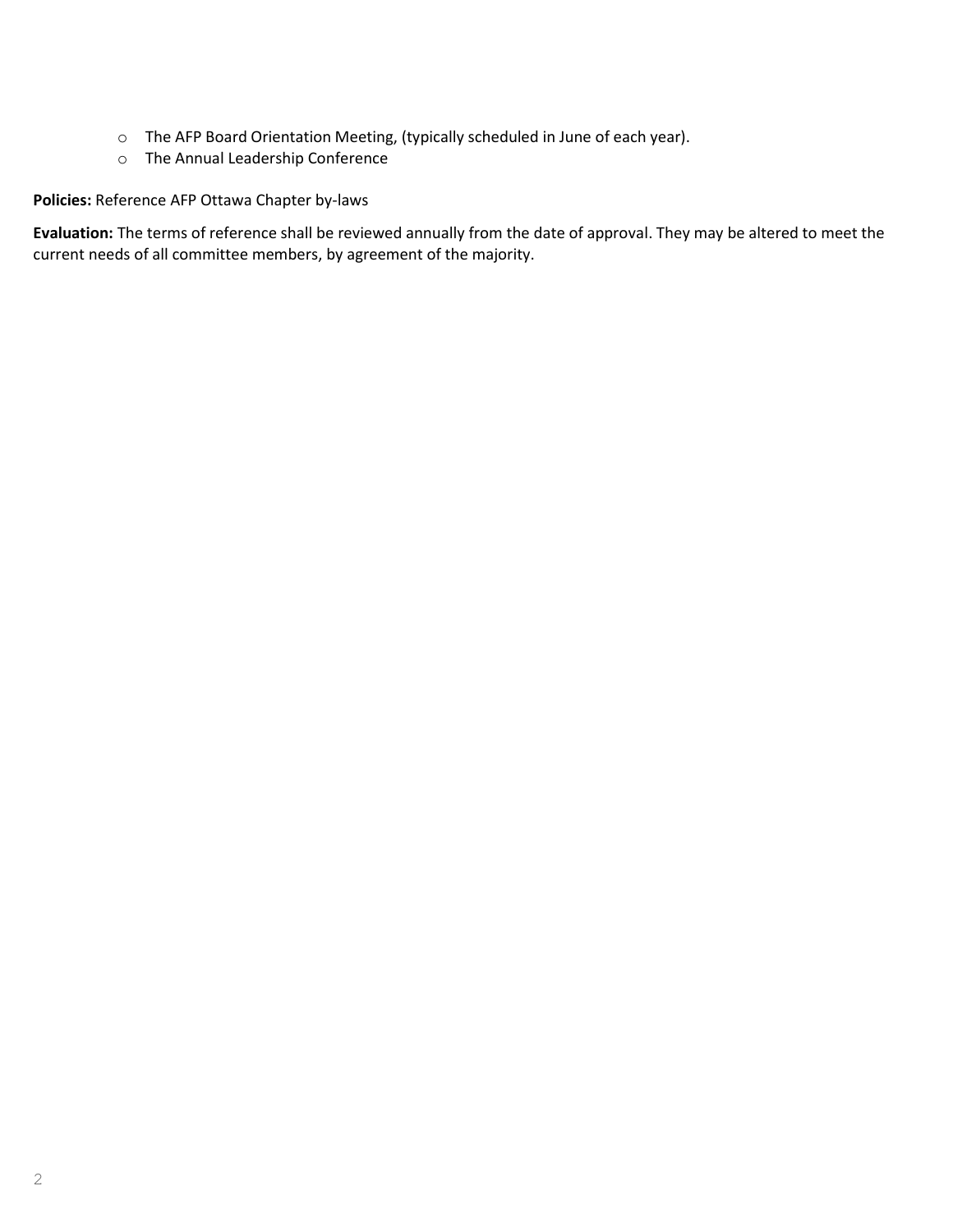- The AFP Board Orientation Meeting, (typically scheduled in June of each year).
- The Annual Leadership Conference

**Policies:** Reference AFP Ottawa Chapter by-laws

**Evaluation:** The terms of reference shall be reviewed annually from the date of approval. They may be altered to meet the current needs of all committee members, by agreement of the majority.